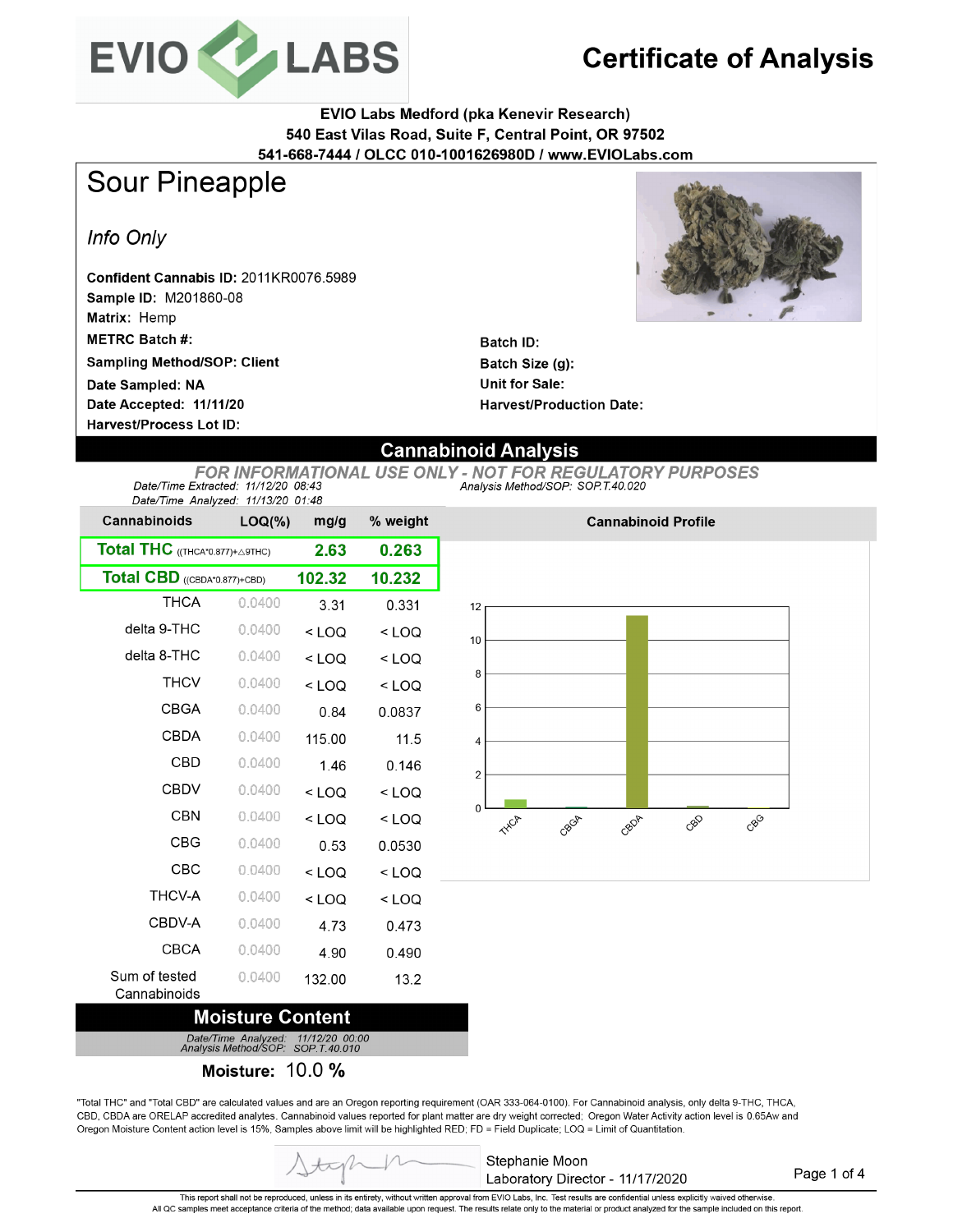# EVIO LABS

# Certificate of Analysis

**EVIO Labs Medford (pka Kenevir Research)**
**540 East Vilas Road, Suite F, Central Point, OR 97502**
**541-668-7444 / OLCC 010-1001626980D / www.EVIOLabs.com**

## Sour Pineapple

*Info Only*

**Confident Cannabis ID:** 2011KR0076.5989
**Sample ID:** M201860-08
**Matrix:** Hemp
**METRC Batch #:**
**Sampling Method/SOP: Client**
**Date Sampled: NA**
**Date Accepted: 11/11/20**
**Harvest/Process Lot ID:**

**Batch ID:**
**Batch Size (g):**
**Unit for Sale:**
**Harvest/Production Date:**

## Cannabinoid Analysis

*FOR INFORMATIONAL USE ONLY - NOT FOR REGULATORY PURPOSES*

*Date/Time Extracted: 11/12/20 08:43*
*Date/Time Analyzed: 11/13/20 01:48*
*Analysis Method/SOP: SOP.T.40.020*

| Cannabinoids | LOQ(%) | mg/g | % weight |
|---|---|---|---|
| **Total THC** ((THCA*0.877)+△9THC) | | **2.63** | **0.263** |
| **Total CBD** ((CBDA*0.877)+CBD) | | **102.32** | **10.232** |
| THCA | 0.0400 | 3.31 | 0.331 |
| delta 9-THC | 0.0400 | < LOQ | < LOQ |
| delta 8-THC | 0.0400 | < LOQ | < LOQ |
| THCV | 0.0400 | < LOQ | < LOQ |
| CBGA | 0.0400 | 0.84 | 0.0837 |
| CBDA | 0.0400 | 115.00 | 11.5 |
| CBD | 0.0400 | 1.46 | 0.146 |
| CBDV | 0.0400 | < LOQ | < LOQ |
| CBN | 0.0400 | < LOQ | < LOQ |
| CBG | 0.0400 | 0.53 | 0.0530 |
| CBC | 0.0400 | < LOQ | < LOQ |
| THCV-A | 0.0400 | < LOQ | < LOQ |
| CBDV-A | 0.0400 | 4.73 | 0.473 |
| CBCA | 0.0400 | 4.90 | 0.490 |
| Sum of tested Cannabinoids | 0.0400 | 132.00 | 13.2 |

**Cannabinoid Profile**

## Moisture Content

*Date/Time Analyzed: 11/12/20 00:00*
*Analysis Method/SOP: SOP.T.40.010*

**Moisture:** 10.0 **%**

"Total THC" and "Total CBD" are calculated values and are an Oregon reporting requirement (OAR 333-064-0100). For Cannabinoid analysis, only delta 9-THC, THCA, CBD, CBDA are ORELAP accredited analytes. Cannabinoid values reported for plant matter are dry weight corrected; Oregon Water Activity action level is 0.65Aw and Oregon Moisture Content action level is 15%, Samples above limit will be highlighted RED; FD = Field Duplicate; LOQ = Limit of Quantitation.

Stephanie Moon
Laboratory Director - 11/17/2020

This report shall not be reproduced, unless in its entirety, without written approval from EVIO Labs, Inc. Test results are confidential unless explicitly waived otherwise.
All QC samples meet acceptance criteria of the method; data available upon request. The results relate only to the material or product analyzed for the sample included on this report.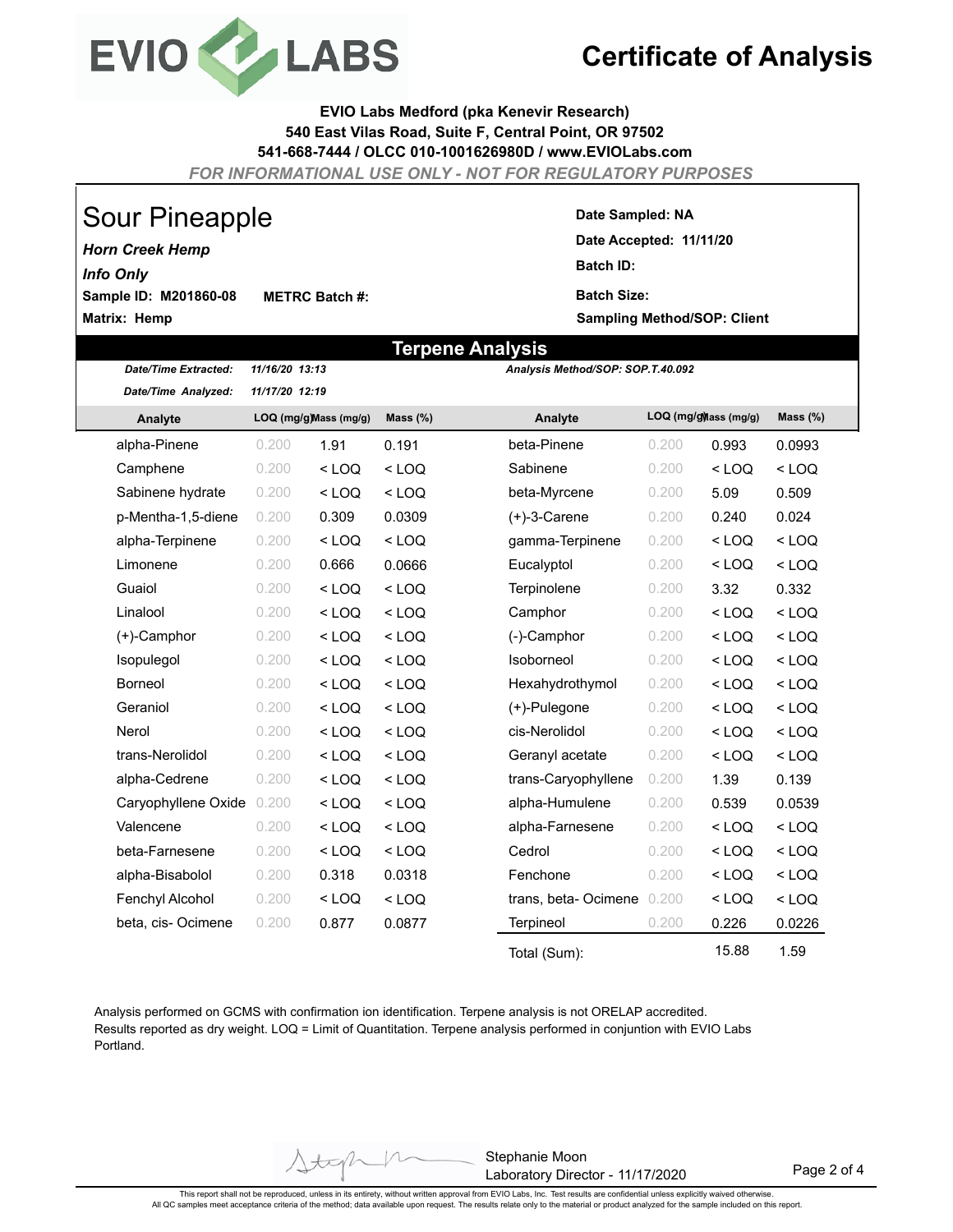# Certificate of Analysis

**EVIO Labs Medford (pka Kenevir Research)**
**540 East Vilas Road, Suite F, Central Point, OR 97502**
**541-668-7444 / OLCC 010-1001626980D / www.EVIOLabs.com**

*FOR INFORMATIONAL USE ONLY - NOT FOR REGULATORY PURPOSES*

## Sour Pineapple

***Horn Creek Hemp***

***Info Only***

**Sample ID: M201860-08** **METRC Batch #:**

**Matrix: Hemp**

**Date Sampled: NA**

**Date Accepted: 11/11/20**

**Batch ID:**

**Batch Size:**

**Sampling Method/SOP: Client**

## Terpene Analysis

***Date/Time Extracted:*** *11/16/20 13:13*

***Date/Time Analyzed:*** *11/17/20 12:19*

***Analysis Method/SOP: SOP.T.40.092***

| Analyte | LOQ (mg/g) | Mass (mg/g) | Mass (%) | Analyte | LOQ (mg/g) | Mass (mg/g) | Mass (%) |
|---|---|---|---|---|---|---|---|
| alpha-Pinene | 0.200 | 1.91 | 0.191 | beta-Pinene | 0.200 | 0.993 | 0.0993 |
| Camphene | 0.200 | < LOQ | < LOQ | Sabinene | 0.200 | < LOQ | < LOQ |
| Sabinene hydrate | 0.200 | < LOQ | < LOQ | beta-Myrcene | 0.200 | 5.09 | 0.509 |
| p-Mentha-1,5-diene | 0.200 | 0.309 | 0.0309 | (+)-3-Carene | 0.200 | 0.240 | 0.024 |
| alpha-Terpinene | 0.200 | < LOQ | < LOQ | gamma-Terpinene | 0.200 | < LOQ | < LOQ |
| Limonene | 0.200 | 0.666 | 0.0666 | Eucalyptol | 0.200 | < LOQ | < LOQ |
| Guaiol | 0.200 | < LOQ | < LOQ | Terpinolene | 0.200 | 3.32 | 0.332 |
| Linalool | 0.200 | < LOQ | < LOQ | Camphor | 0.200 | < LOQ | < LOQ |
| (+)-Camphor | 0.200 | < LOQ | < LOQ | (-)-Camphor | 0.200 | < LOQ | < LOQ |
| Isopulegol | 0.200 | < LOQ | < LOQ | Isoborneol | 0.200 | < LOQ | < LOQ |
| Borneol | 0.200 | < LOQ | < LOQ | Hexahydrothymol | 0.200 | < LOQ | < LOQ |
| Geraniol | 0.200 | < LOQ | < LOQ | (+)-Pulegone | 0.200 | < LOQ | < LOQ |
| Nerol | 0.200 | < LOQ | < LOQ | cis-Nerolidol | 0.200 | < LOQ | < LOQ |
| trans-Nerolidol | 0.200 | < LOQ | < LOQ | Geranyl acetate | 0.200 | < LOQ | < LOQ |
| alpha-Cedrene | 0.200 | < LOQ | < LOQ | trans-Caryophyllene | 0.200 | 1.39 | 0.139 |
| Caryophyllene Oxide | 0.200 | < LOQ | < LOQ | alpha-Humulene | 0.200 | 0.539 | 0.0539 |
| Valencene | 0.200 | < LOQ | < LOQ | alpha-Farnesene | 0.200 | < LOQ | < LOQ |
| beta-Farnesene | 0.200 | < LOQ | < LOQ | Cedrol | 0.200 | < LOQ | < LOQ |
| alpha-Bisabolol | 0.200 | 0.318 | 0.0318 | Fenchone | 0.200 | < LOQ | < LOQ |
| Fenchyl Alcohol | 0.200 | < LOQ | < LOQ | trans, beta- Ocimene | 0.200 | < LOQ | < LOQ |
| beta, cis- Ocimene | 0.200 | 0.877 | 0.0877 | Terpineol | 0.200 | 0.226 | 0.0226 |
| | | | | Total (Sum): | | 15.88 | 1.59 |

Analysis performed on GCMS with confirmation ion identification. Terpene analysis is not ORELAP accredited. Results reported as dry weight. LOQ = Limit of Quantitation. Terpene analysis performed in conjuntion with EVIO Labs Portland.

Stephanie Moon
Laboratory Director - 11/17/2020

This report shall not be reproduced, unless in its entirety, without written approval from EVIO Labs, Inc. Test results are confidential unless explicitly waived otherwise. All QC samples meet acceptance criteria of the method; data available upon request. The results relate only to the material or product analyzed for the sample included on this report.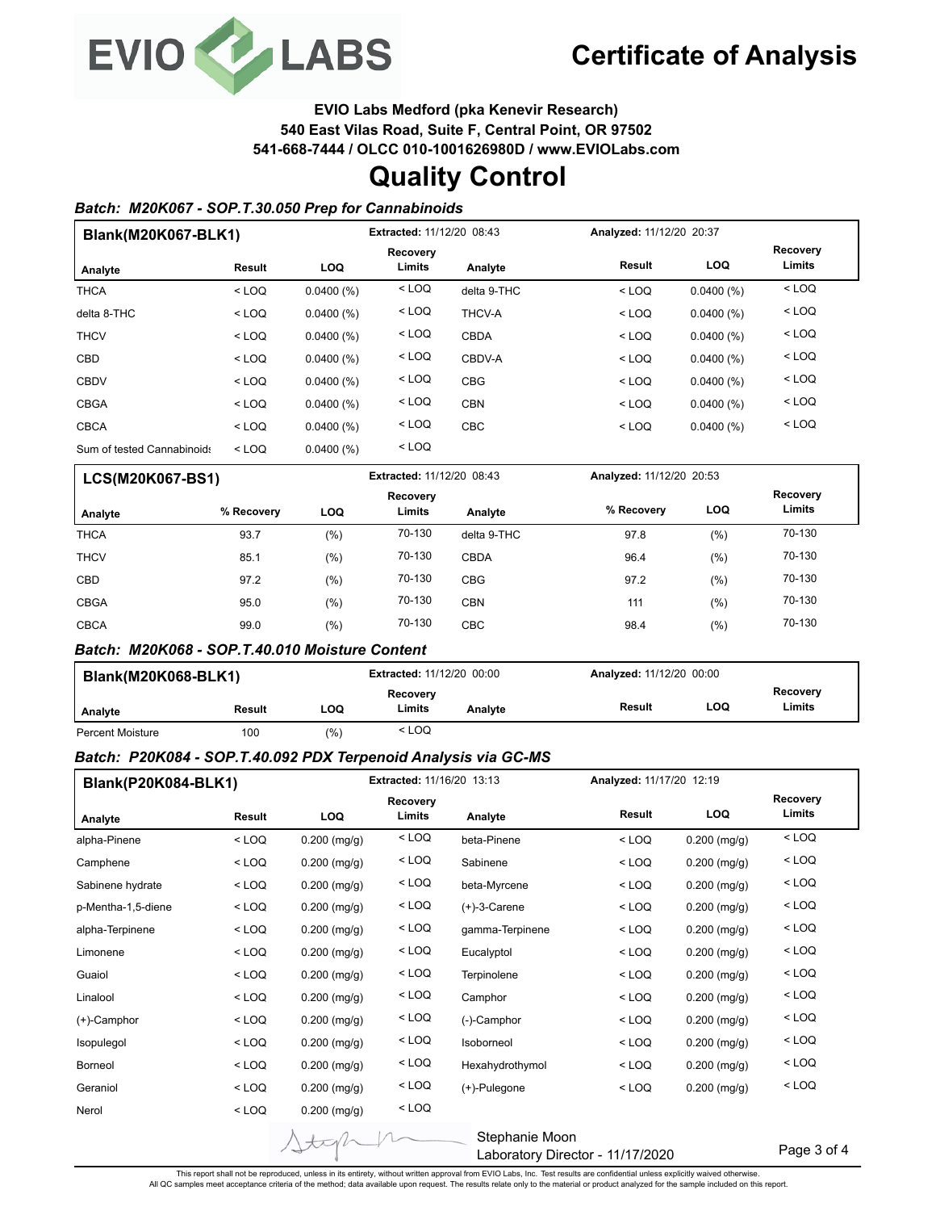# Certificate of Analysis

**EVIO Labs Medford (pka Kenevir Research)**
**540 East Vilas Road, Suite F, Central Point, OR 97502**
**541-668-7444 / OLCC 010-1001626980D / www.EVIOLabs.com**

# Quality Control

### *Batch: M20K067 - SOP.T.30.050 Prep for Cannabinoids*

**Blank(M20K067-BLK1)** — **Extracted:** 11/12/20 08:43 — **Analyzed:** 11/12/20 20:37

| Analyte | Result | LOQ | Recovery Limits | Analyte | Result | LOQ | Recovery Limits |
|---|---|---|---|---|---|---|---|
| THCA | < LOQ | 0.0400 (%) | < LOQ | delta 9-THC | < LOQ | 0.0400 (%) | < LOQ |
| delta 8-THC | < LOQ | 0.0400 (%) | < LOQ | THCV-A | < LOQ | 0.0400 (%) | < LOQ |
| THCV | < LOQ | 0.0400 (%) | < LOQ | CBDA | < LOQ | 0.0400 (%) | < LOQ |
| CBD | < LOQ | 0.0400 (%) | < LOQ | CBDV-A | < LOQ | 0.0400 (%) | < LOQ |
| CBDV | < LOQ | 0.0400 (%) | < LOQ | CBG | < LOQ | 0.0400 (%) | < LOQ |
| CBGA | < LOQ | 0.0400 (%) | < LOQ | CBN | < LOQ | 0.0400 (%) | < LOQ |
| CBCA | < LOQ | 0.0400 (%) | < LOQ | CBC | < LOQ | 0.0400 (%) | < LOQ |
| Sum of tested Cannabinoids | < LOQ | 0.0400 (%) | < LOQ | | | | |

**LCS(M20K067-BS1)** — **Extracted:** 11/12/20 08:43 — **Analyzed:** 11/12/20 20:53

| Analyte | % Recovery | LOQ | Recovery Limits | Analyte | % Recovery | LOQ | Recovery Limits |
|---|---|---|---|---|---|---|---|
| THCA | 93.7 | (%) | 70-130 | delta 9-THC | 97.8 | (%) | 70-130 |
| THCV | 85.1 | (%) | 70-130 | CBDA | 96.4 | (%) | 70-130 |
| CBD | 97.2 | (%) | 70-130 | CBG | 97.2 | (%) | 70-130 |
| CBGA | 95.0 | (%) | 70-130 | CBN | 111 | (%) | 70-130 |
| CBCA | 99.0 | (%) | 70-130 | CBC | 98.4 | (%) | 70-130 |

### *Batch: M20K068 - SOP.T.40.010 Moisture Content*

**Blank(M20K068-BLK1)** — **Extracted:** 11/12/20 00:00 — **Analyzed:** 11/12/20 00:00

| Analyte | Result | LOQ | Recovery Limits | Analyte | Result | LOQ | Recovery Limits |
|---|---|---|---|---|---|---|---|
| Percent Moisture | 100 | (%) | < LOQ | | | | |

### *Batch: P20K084 - SOP.T.40.092 PDX Terpenoid Analysis via GC-MS*

**Blank(P20K084-BLK1)** — **Extracted:** 11/16/20 13:13 — **Analyzed:** 11/17/20 12:19

| Analyte | Result | LOQ | Recovery Limits | Analyte | Result | LOQ | Recovery Limits |
|---|---|---|---|---|---|---|---|
| alpha-Pinene | < LOQ | 0.200 (mg/g) | < LOQ | beta-Pinene | < LOQ | 0.200 (mg/g) | < LOQ |
| Camphene | < LOQ | 0.200 (mg/g) | < LOQ | Sabinene | < LOQ | 0.200 (mg/g) | < LOQ |
| Sabinene hydrate | < LOQ | 0.200 (mg/g) | < LOQ | beta-Myrcene | < LOQ | 0.200 (mg/g) | < LOQ |
| p-Mentha-1,5-diene | < LOQ | 0.200 (mg/g) | < LOQ | (+)-3-Carene | < LOQ | 0.200 (mg/g) | < LOQ |
| alpha-Terpinene | < LOQ | 0.200 (mg/g) | < LOQ | gamma-Terpinene | < LOQ | 0.200 (mg/g) | < LOQ |
| Limonene | < LOQ | 0.200 (mg/g) | < LOQ | Eucalyptol | < LOQ | 0.200 (mg/g) | < LOQ |
| Guaiol | < LOQ | 0.200 (mg/g) | < LOQ | Terpinolene | < LOQ | 0.200 (mg/g) | < LOQ |
| Linalool | < LOQ | 0.200 (mg/g) | < LOQ | Camphor | < LOQ | 0.200 (mg/g) | < LOQ |
| (+)-Camphor | < LOQ | 0.200 (mg/g) | < LOQ | (-)-Camphor | < LOQ | 0.200 (mg/g) | < LOQ |
| Isopulegol | < LOQ | 0.200 (mg/g) | < LOQ | Isoborneol | < LOQ | 0.200 (mg/g) | < LOQ |
| Borneol | < LOQ | 0.200 (mg/g) | < LOQ | Hexahydrothymol | < LOQ | 0.200 (mg/g) | < LOQ |
| Geraniol | < LOQ | 0.200 (mg/g) | < LOQ | (+)-Pulegone | < LOQ | 0.200 (mg/g) | < LOQ |
| Nerol | < LOQ | 0.200 (mg/g) | < LOQ | | | | |

Stephanie Moon
Laboratory Director - 11/17/2020

This report shall not be reproduced, unless in its entirety, without written approval from EVIO Labs, Inc. Test results are confidential unless explicitly waived otherwise.
All QC samples meet acceptance criteria of the method; data available upon request. The results relate only to the material or product analyzed for the sample included on this report.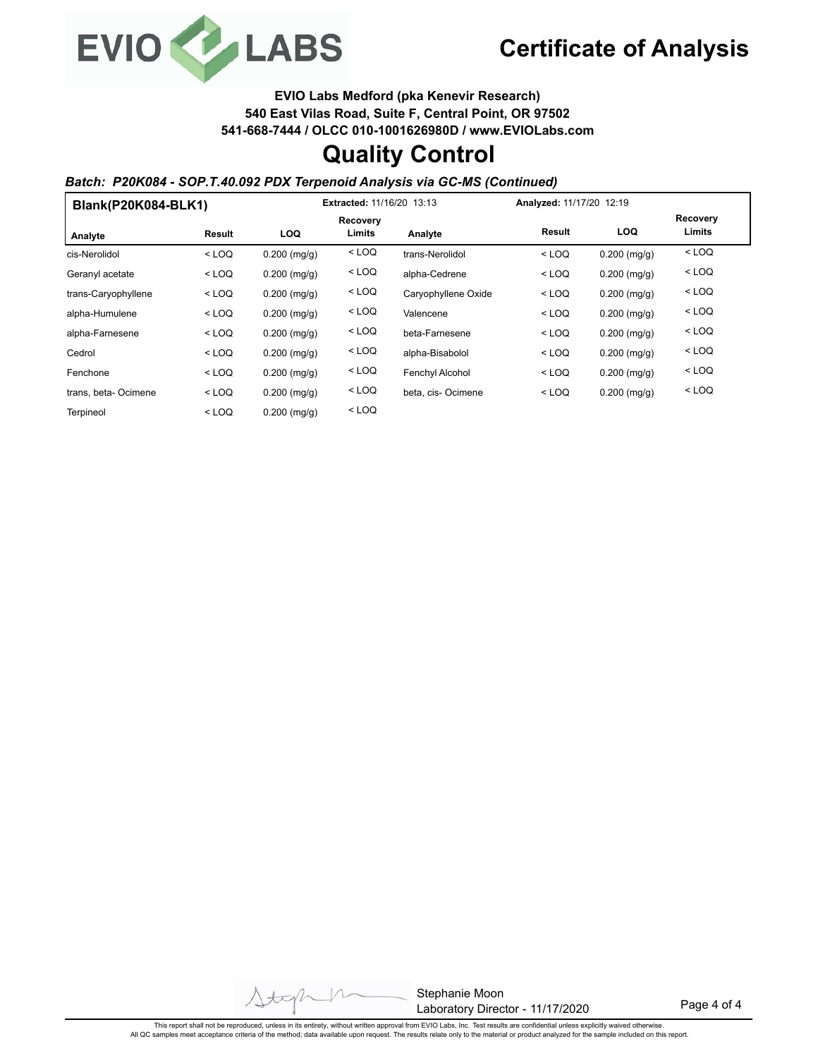# Certificate of Analysis

**EVIO Labs Medford (pka Kenevir Research)**
**540 East Vilas Road, Suite F, Central Point, OR 97502**
**541-668-7444 / OLCC 010-1001626980D / www.EVIOLabs.com**

# Quality Control

***Batch: P20K084 - SOP.T.40.092 PDX Terpenoid Analysis via GC-MS (Continued)***

**Blank(P20K084-BLK1)** — **Extracted:** 11/16/20 13:13 — **Analyzed:** 11/17/20 12:19

| Analyte | Result | LOQ | Recovery Limits | Analyte | Result | LOQ | Recovery Limits |
|---|---|---|---|---|---|---|---|
| cis-Nerolidol | < LOQ | 0.200 (mg/g) | < LOQ | trans-Nerolidol | < LOQ | 0.200 (mg/g) | < LOQ |
| Geranyl acetate | < LOQ | 0.200 (mg/g) | < LOQ | alpha-Cedrene | < LOQ | 0.200 (mg/g) | < LOQ |
| trans-Caryophyllene | < LOQ | 0.200 (mg/g) | < LOQ | Caryophyllene Oxide | < LOQ | 0.200 (mg/g) | < LOQ |
| alpha-Humulene | < LOQ | 0.200 (mg/g) | < LOQ | Valencene | < LOQ | 0.200 (mg/g) | < LOQ |
| alpha-Farnesene | < LOQ | 0.200 (mg/g) | < LOQ | beta-Farnesene | < LOQ | 0.200 (mg/g) | < LOQ |
| Cedrol | < LOQ | 0.200 (mg/g) | < LOQ | alpha-Bisabolol | < LOQ | 0.200 (mg/g) | < LOQ |
| Fenchone | < LOQ | 0.200 (mg/g) | < LOQ | Fenchyl Alcohol | < LOQ | 0.200 (mg/g) | < LOQ |
| trans, beta- Ocimene | < LOQ | 0.200 (mg/g) | < LOQ | beta, cis- Ocimene | < LOQ | 0.200 (mg/g) | < LOQ |
| Terpineol | < LOQ | 0.200 (mg/g) | < LOQ | | | | |

Stephanie Moon
Laboratory Director - 11/17/2020

This report shall not be reproduced, unless in its entirety, without written approval from EVIO Labs, Inc. Test results are confidential unless explicitly waived otherwise.
All QC samples meet acceptance criteria of the method; data available upon request. The results relate only to the material or product analyzed for the sample included on this report.